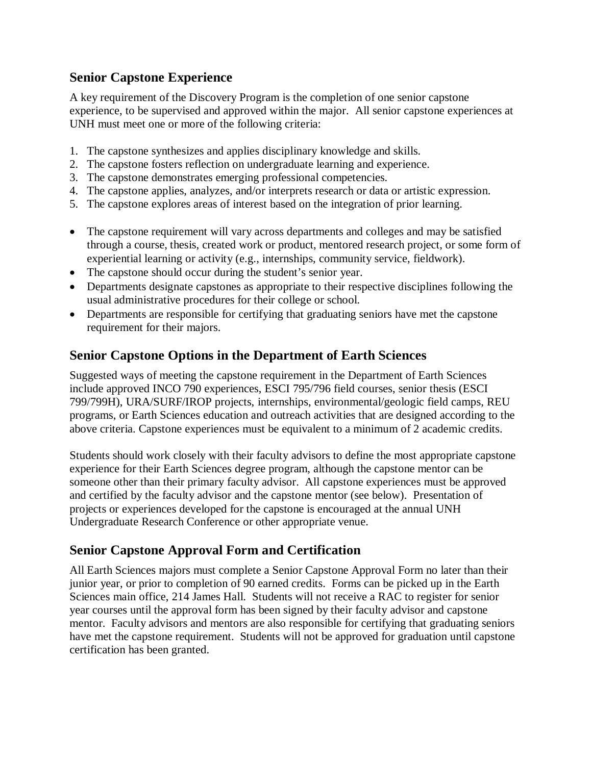## Senior Capstone Experience

A key requirement of the Discovery Program is the completion of one senior capstone experience, to be supervised and approved within the major. All senior capstone experiences at UNH must meet one or more of the following criteria:

1. The capstone synthesizes and applies disciplinary knowledge and skills.
2. The capstone fosters reflection on undergraduate learning and experience.
3. The capstone demonstrates emerging professional competencies.
4. The capstone applies, analyzes, and/or interprets research or data or artistic expression.
5. The capstone explores areas of interest based on the integration of prior learning.

- The capstone requirement will vary across departments and colleges and may be satisfied through a course, thesis, created work or product, mentored research project, or some form of experiential learning or activity (e.g., internships, community service, fieldwork).
- The capstone should occur during the student's senior year.
- Departments designate capstones as appropriate to their respective disciplines following the usual administrative procedures for their college or school.
- Departments are responsible for certifying that graduating seniors have met the capstone requirement for their majors.

## Senior Capstone Options in the Department of Earth Sciences

Suggested ways of meeting the capstone requirement in the Department of Earth Sciences include approved INCO 790 experiences, ESCI 795/796 field courses, senior thesis (ESCI 799/799H), URA/SURF/IROP projects, internships, environmental/geologic field camps, REU programs, or Earth Sciences education and outreach activities that are designed according to the above criteria. Capstone experiences must be equivalent to a minimum of 2 academic credits.

Students should work closely with their faculty advisors to define the most appropriate capstone experience for their Earth Sciences degree program, although the capstone mentor can be someone other than their primary faculty advisor. All capstone experiences must be approved and certified by the faculty advisor and the capstone mentor (see below). Presentation of projects or experiences developed for the capstone is encouraged at the annual UNH Undergraduate Research Conference or other appropriate venue.

## Senior Capstone Approval Form and Certification

All Earth Sciences majors must complete a Senior Capstone Approval Form no later than their junior year, or prior to completion of 90 earned credits. Forms can be picked up in the Earth Sciences main office, 214 James Hall. Students will not receive a RAC to register for senior year courses until the approval form has been signed by their faculty advisor and capstone mentor. Faculty advisors and mentors are also responsible for certifying that graduating seniors have met the capstone requirement. Students will not be approved for graduation until capstone certification has been granted.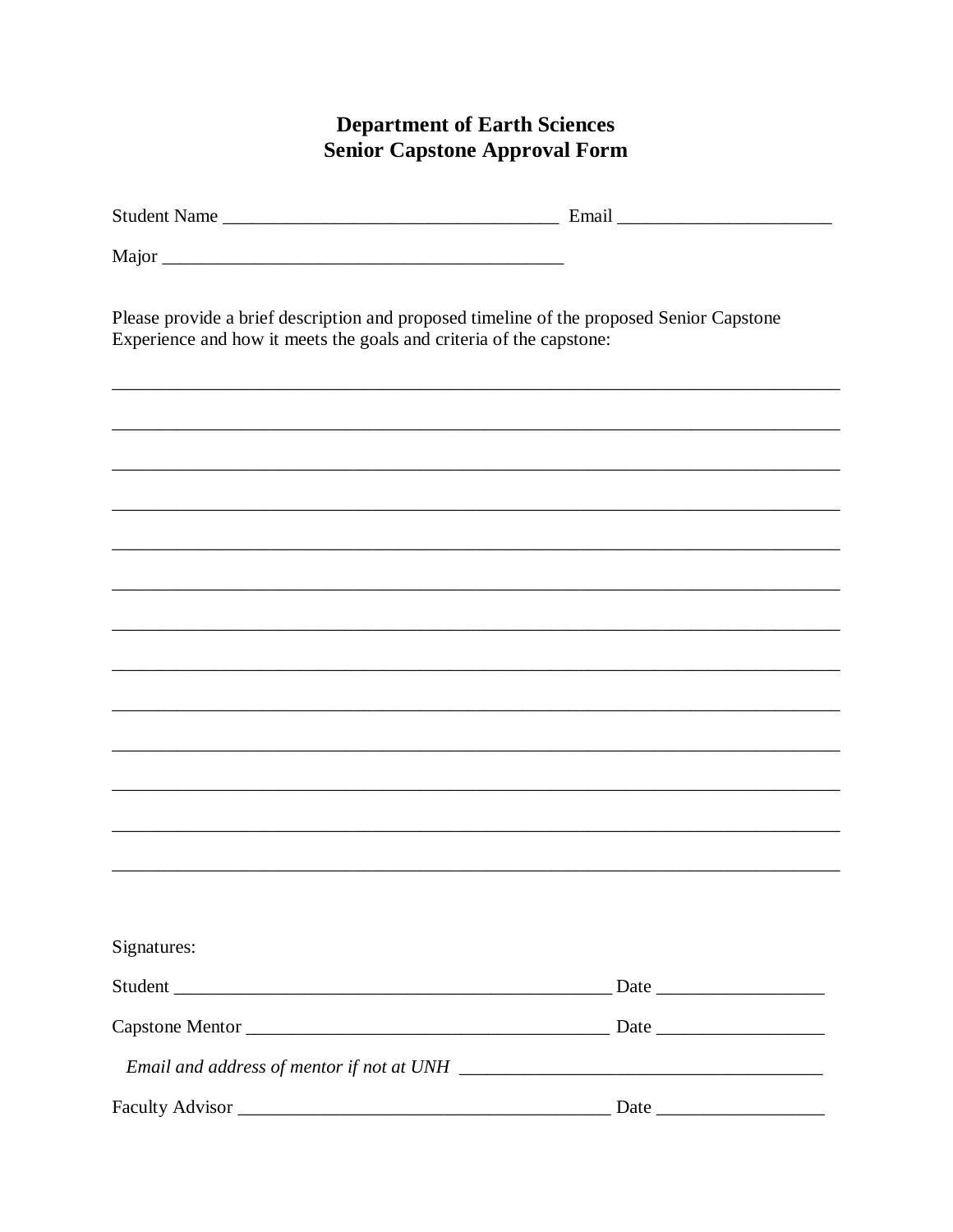# Department of Earth Sciences
# Senior Capstone Approval Form

Student Name ___________________________________ Email _____________________

Major __________________________________________

Please provide a brief description and proposed timeline of the proposed Senior Capstone Experience and how it meets the goals and criteria of the capstone:

_____________________________________________________________________________

_____________________________________________________________________________

_____________________________________________________________________________

_____________________________________________________________________________

_____________________________________________________________________________

_____________________________________________________________________________

_____________________________________________________________________________

_____________________________________________________________________________

_____________________________________________________________________________

_____________________________________________________________________________

_____________________________________________________________________________

_____________________________________________________________________________

_____________________________________________________________________________

Signatures:

Student ______________________________________________ Date _________________

Capstone Mentor ______________________________________ Date _________________

*Email and address of mentor if not at UNH* ____________________________________

Faculty Advisor _______________________________________ Date _________________